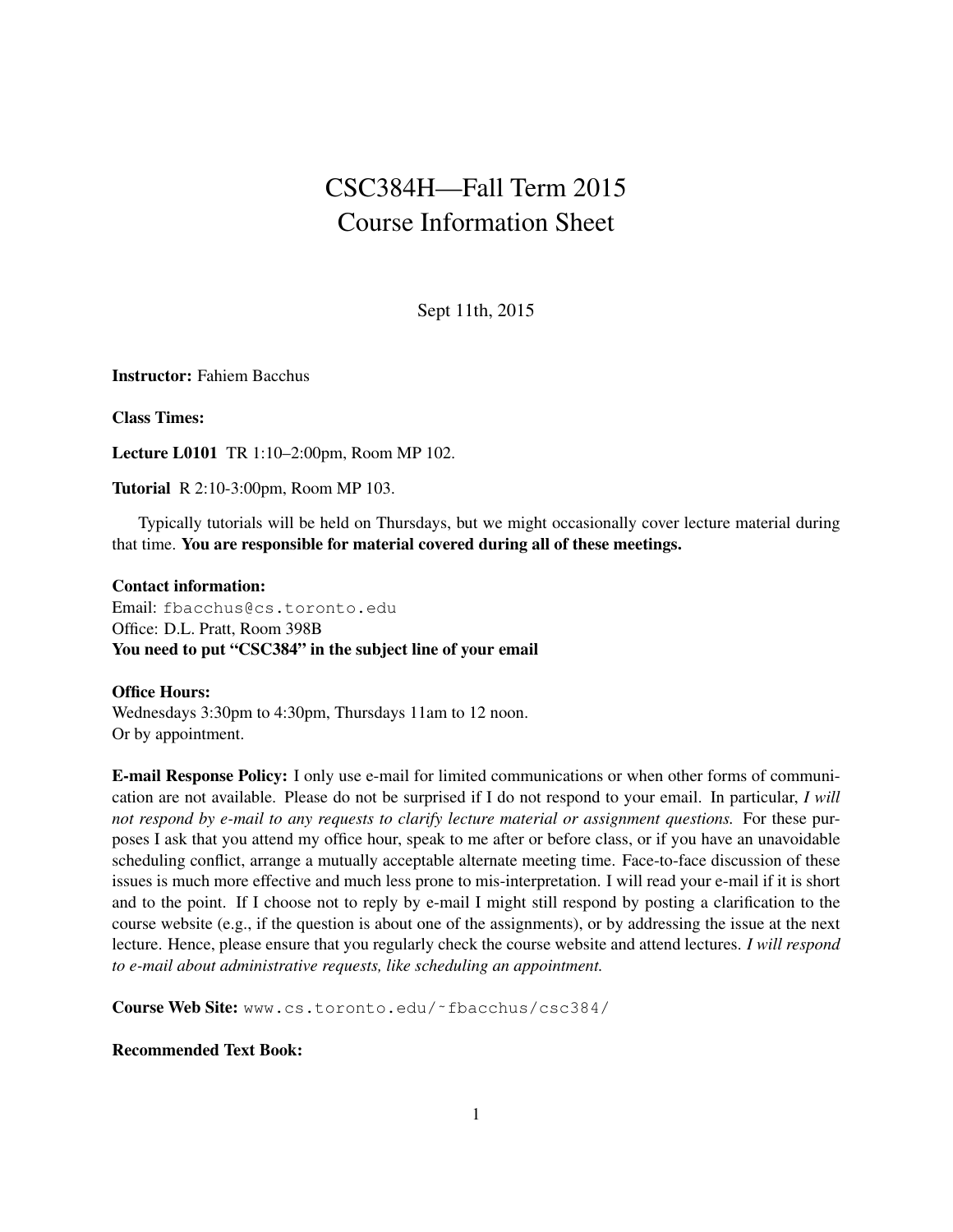# CSC384H—Fall Term 2015
# Course Information Sheet

Sept 11th, 2015

**Instructor:** Fahiem Bacchus

**Class Times:**

**Lecture L0101** TR 1:10–2:00pm, Room MP 102.

**Tutorial** R 2:10-3:00pm, Room MP 103.

Typically tutorials will be held on Thursdays, but we might occasionally cover lecture material during that time. **You are responsible for material covered during all of these meetings.**

**Contact information:**
Email: fbacchus@cs.toronto.edu
Office: D.L. Pratt, Room 398B
**You need to put "CSC384" in the subject line of your email**

**Office Hours:**
Wednesdays 3:30pm to 4:30pm, Thursdays 11am to 12 noon.
Or by appointment.

**E-mail Response Policy:** I only use e-mail for limited communications or when other forms of communication are not available. Please do not be surprised if I do not respond to your email. In particular, *I will not respond by e-mail to any requests to clarify lecture material or assignment questions.* For these purposes I ask that you attend my office hour, speak to me after or before class, or if you have an unavoidable scheduling conflict, arrange a mutually acceptable alternate meeting time. Face-to-face discussion of these issues is much more effective and much less prone to mis-interpretation. I will read your e-mail if it is short and to the point. If I choose not to reply by e-mail I might still respond by posting a clarification to the course website (e.g., if the question is about one of the assignments), or by addressing the issue at the next lecture. Hence, please ensure that you regularly check the course website and attend lectures. *I will respond to e-mail about administrative requests, like scheduling an appointment.*

**Course Web Site:** www.cs.toronto.edu/~fbacchus/csc384/

**Recommended Text Book:**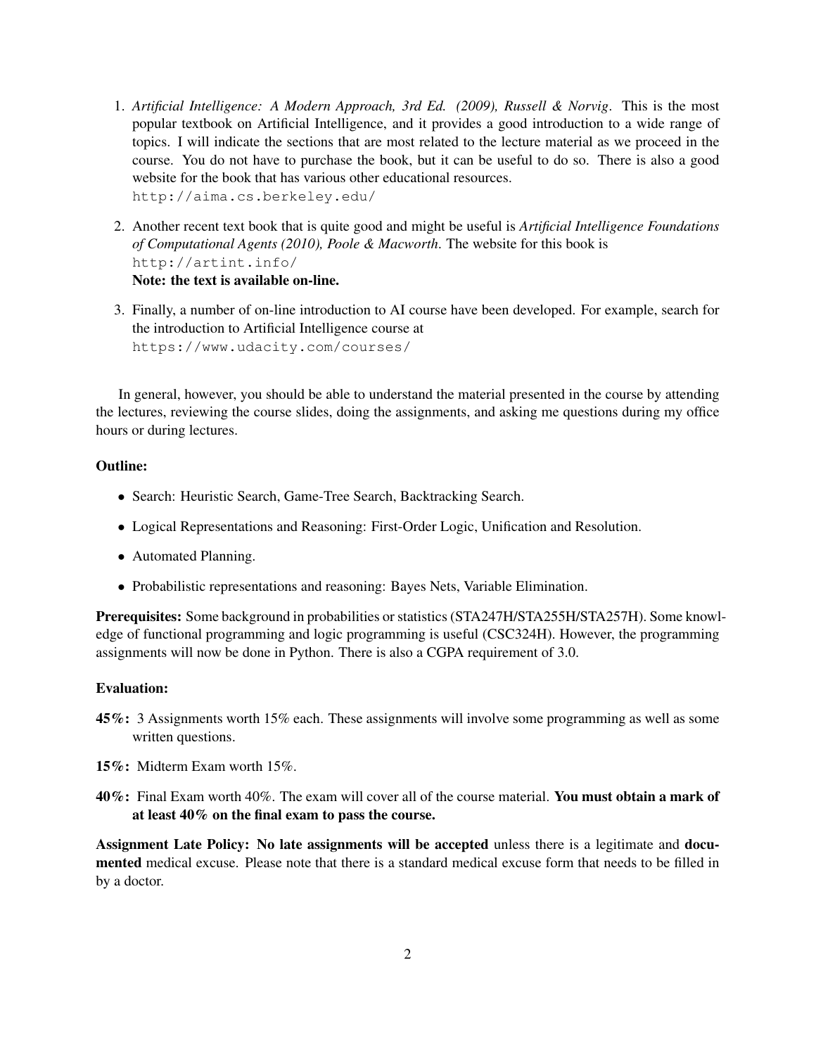1. *Artificial Intelligence: A Modern Approach, 3rd Ed. (2009), Russell & Norvig*. This is the most popular textbook on Artificial Intelligence, and it provides a good introduction to a wide range of topics. I will indicate the sections that are most related to the lecture material as we proceed in the course. You do not have to purchase the book, but it can be useful to do so. There is also a good website for the book that has various other educational resources.
   `http://aima.cs.berkeley.edu/`

2. Another recent text book that is quite good and might be useful is *Artificial Intelligence Foundations of Computational Agents (2010), Poole & Macworth*. The website for this book is
   `http://artint.info/`
   **Note: the text is available on-line.**

3. Finally, a number of on-line introduction to AI course have been developed. For example, search for the introduction to Artificial Intelligence course at
   `https://www.udacity.com/courses/`

In general, however, you should be able to understand the material presented in the course by attending the lectures, reviewing the course slides, doing the assignments, and asking me questions during my office hours or during lectures.

**Outline:**

- Search: Heuristic Search, Game-Tree Search, Backtracking Search.
- Logical Representations and Reasoning: First-Order Logic, Unification and Resolution.
- Automated Planning.
- Probabilistic representations and reasoning: Bayes Nets, Variable Elimination.

**Prerequisites:** Some background in probabilities or statistics (STA247H/STA255H/STA257H). Some knowledge of functional programming and logic programming is useful (CSC324H). However, the programming assignments will now be done in Python. There is also a CGPA requirement of 3.0.

**Evaluation:**

**45%:** 3 Assignments worth 15% each. These assignments will involve some programming as well as some written questions.

**15%:** Midterm Exam worth 15%.

**40%:** Final Exam worth 40%. The exam will cover all of the course material. **You must obtain a mark of at least 40% on the final exam to pass the course.**

**Assignment Late Policy: No late assignments will be accepted** unless there is a legitimate and **documented** medical excuse. Please note that there is a standard medical excuse form that needs to be filled in by a doctor.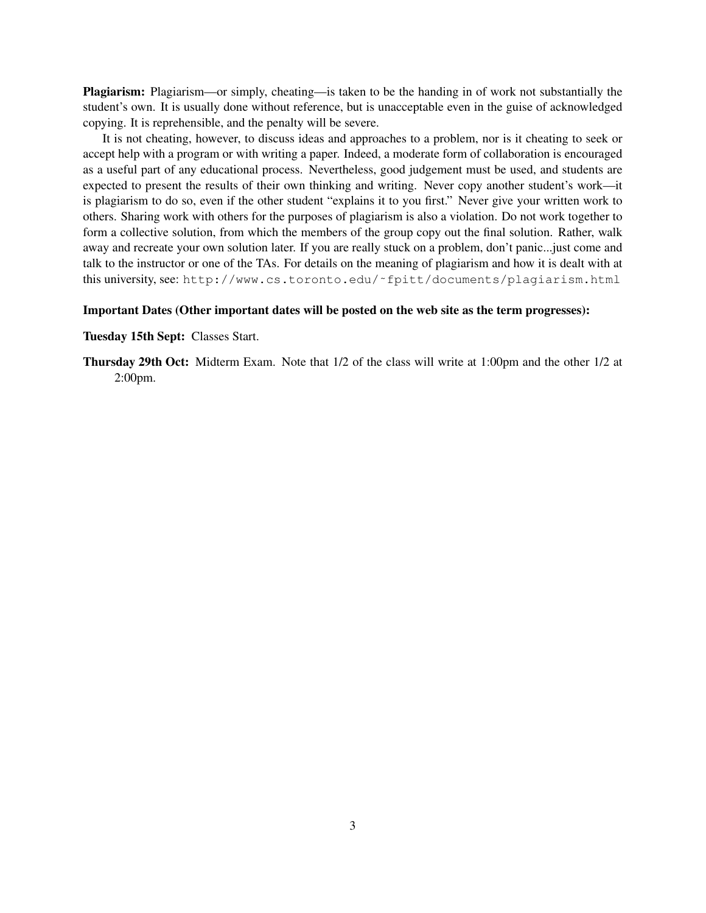**Plagiarism:** Plagiarism—or simply, cheating—is taken to be the handing in of work not substantially the student's own. It is usually done without reference, but is unacceptable even in the guise of acknowledged copying. It is reprehensible, and the penalty will be severe.

It is not cheating, however, to discuss ideas and approaches to a problem, nor is it cheating to seek or accept help with a program or with writing a paper. Indeed, a moderate form of collaboration is encouraged as a useful part of any educational process. Nevertheless, good judgement must be used, and students are expected to present the results of their own thinking and writing. Never copy another student's work—it is plagiarism to do so, even if the other student "explains it to you first." Never give your written work to others. Sharing work with others for the purposes of plagiarism is also a violation. Do not work together to form a collective solution, from which the members of the group copy out the final solution. Rather, walk away and recreate your own solution later. If you are really stuck on a problem, don't panic...just come and talk to the instructor or one of the TAs. For details on the meaning of plagiarism and how it is dealt with at this university, see: `http://www.cs.toronto.edu/~fpitt/documents/plagiarism.html`

**Important Dates (Other important dates will be posted on the web site as the term progresses):**

**Tuesday 15th Sept:** Classes Start.

**Thursday 29th Oct:** Midterm Exam. Note that 1/2 of the class will write at 1:00pm and the other 1/2 at 2:00pm.